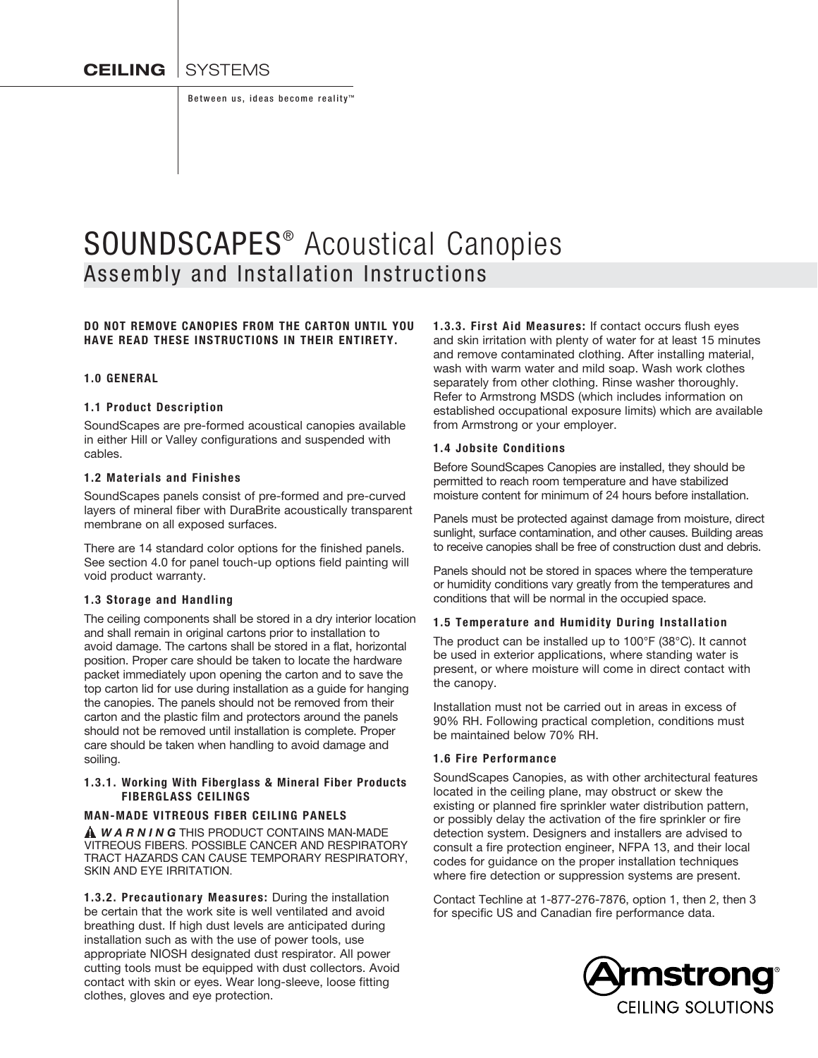CEILING SYSTEMS

Between us, ideas become reality™

# SOUNDSCAPES® Acoustical Canopies

## Assembly and Installation Instructions

**DO NOT REMOVE CANOPIES FROM THE CARTON UNTIL YOU HAVE READ THESE INSTRUCTIONS IN THEIR ENTIRETY.**

### 1.0 GENERAL

#### 1.1 Product Description

SoundScapes are pre-formed acoustical canopies available in either Hill or Valley configurations and suspended with cables.

#### 1.2 Materials and Finishes

SoundScapes panels consist of pre-formed and pre-curved layers of mineral fiber with DuraBrite acoustically transparent membrane on all exposed surfaces.

There are 14 standard color options for the finished panels. See section 4.0 for panel touch-up options field painting will void product warranty.

#### 1.3 Storage and Handling

The ceiling components shall be stored in a dry interior location and shall remain in original cartons prior to installation to avoid damage. The cartons shall be stored in a flat, horizontal position. Proper care should be taken to locate the hardware packet immediately upon opening the carton and to save the top carton lid for use during installation as a guide for hanging the canopies. The panels should not be removed from their carton and the plastic film and protectors around the panels should not be removed until installation is complete. Proper care should be taken when handling to avoid damage and soiling.

#### 1.3.1. Working With Fiberglass & Mineral Fiber Products FIBERGLASS CEILINGS

**MAN-MADE VITREOUS FIBER CEILING PANELS**

⚠ ***WARNING*** THIS PRODUCT CONTAINS MAN-MADE VITREOUS FIBERS. POSSIBLE CANCER AND RESPIRATORY TRACT HAZARDS CAN CAUSE TEMPORARY RESPIRATORY, SKIN AND EYE IRRITATION.

**1.3.2. Precautionary Measures:** During the installation be certain that the work site is well ventilated and avoid breathing dust. If high dust levels are anticipated during installation such as with the use of power tools, use appropriate NIOSH designated dust respirator. All power cutting tools must be equipped with dust collectors. Avoid contact with skin or eyes. Wear long-sleeve, loose fitting clothes, gloves and eye protection.

**1.3.3. First Aid Measures:** If contact occurs flush eyes and skin irritation with plenty of water for at least 15 minutes and remove contaminated clothing. After installing material, wash with warm water and mild soap. Wash work clothes separately from other clothing. Rinse washer thoroughly. Refer to Armstrong MSDS (which includes information on established occupational exposure limits) which are available from Armstrong or your employer.

#### 1.4 Jobsite Conditions

Before SoundScapes Canopies are installed, they should be permitted to reach room temperature and have stabilized moisture content for minimum of 24 hours before installation.

Panels must be protected against damage from moisture, direct sunlight, surface contamination, and other causes. Building areas to receive canopies shall be free of construction dust and debris.

Panels should not be stored in spaces where the temperature or humidity conditions vary greatly from the temperatures and conditions that will be normal in the occupied space.

#### 1.5 Temperature and Humidity During Installation

The product can be installed up to 100°F (38°C). It cannot be used in exterior applications, where standing water is present, or where moisture will come in direct contact with the canopy.

Installation must not be carried out in areas in excess of 90% RH. Following practical completion, conditions must be maintained below 70% RH.

#### 1.6 Fire Performance

SoundScapes Canopies, as with other architectural features located in the ceiling plane, may obstruct or skew the existing or planned fire sprinkler water distribution pattern, or possibly delay the activation of the fire sprinkler or fire detection system. Designers and installers are advised to consult a fire protection engineer, NFPA 13, and their local codes for guidance on the proper installation techniques where fire detection or suppression systems are present.

Contact Techline at 1-877-276-7876, option 1, then 2, then 3 for specific US and Canadian fire performance data.

Armstrong® CEILING SOLUTIONS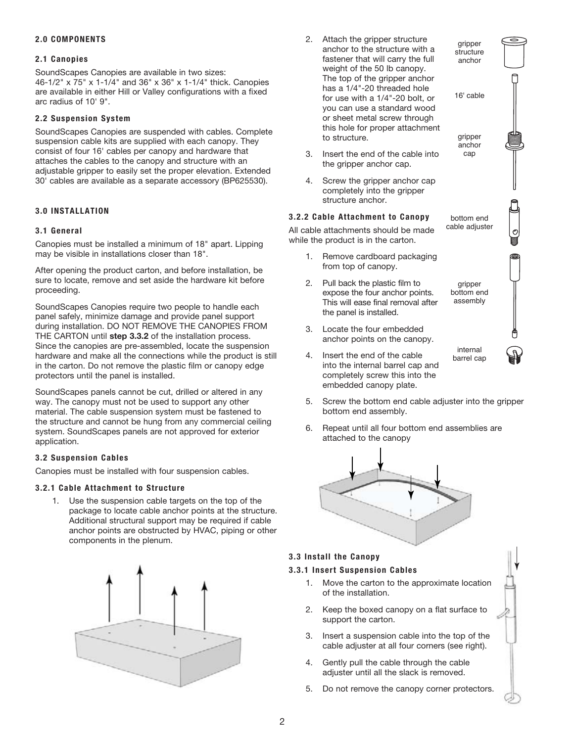## 2.0 COMPONENTS

### 2.1 Canopies

SoundScapes Canopies are available in two sizes: 46-1/2" x 75" x 1-1/4" and 36" x 36" x 1-1/4" thick. Canopies are available in either Hill or Valley configurations with a fixed arc radius of 10' 9".

### 2.2 Suspension System

SoundScapes Canopies are suspended with cables. Complete suspension cable kits are supplied with each canopy. They consist of four 16' cables per canopy and hardware that attaches the cables to the canopy and structure with an adjustable gripper to easily set the proper elevation. Extended 30' cables are available as a separate accessory (BP625530).

## 3.0 INSTALLATION

### 3.1 General

Canopies must be installed a minimum of 18" apart. Lipping may be visible in installations closer than 18".

After opening the product carton, and before installation, be sure to locate, remove and set aside the hardware kit before proceeding.

SoundScapes Canopies require two people to handle each panel safely, minimize damage and provide panel support during installation. DO NOT REMOVE THE CANOPIES FROM THE CARTON until **step 3.3.2** of the installation process. Since the canopies are pre-assembled, locate the suspension hardware and make all the connections while the product is still in the carton. Do not remove the plastic film or canopy edge protectors until the panel is installed.

SoundScapes panels cannot be cut, drilled or altered in any way. The canopy must not be used to support any other material. The cable suspension system must be fastened to the structure and cannot be hung from any commercial ceiling system. SoundScapes panels are not approved for exterior application.

### 3.2 Suspension Cables

Canopies must be installed with four suspension cables.

#### 3.2.1 Cable Attachment to Structure

1. Use the suspension cable targets on the top of the package to locate cable anchor points at the structure. Additional structural support may be required if cable anchor points are obstructed by HVAC, piping or other components in the plenum.
2. Attach the gripper structure anchor to the structure with a fastener that will carry the full weight of the 50 lb canopy. The top of the gripper anchor has a 1/4"-20 threaded hole for use with a 1/4"-20 bolt, or you can use a standard wood or sheet metal screw through this hole for proper attachment to structure.
3. Insert the end of the cable into the gripper anchor cap.
4. Screw the gripper anchor cap completely into the gripper structure anchor.

gripper structure anchor

16' cable

gripper anchor cap

#### 3.2.2 Cable Attachment to Canopy

All cable attachments should be made while the product is in the carton.

1. Remove cardboard packaging from top of canopy.
2. Pull back the plastic film to expose the four anchor points. This will ease final removal after the panel is installed.
3. Locate the four embedded anchor points on the canopy.
4. Insert the end of the cable into the internal barrel cap and completely screw this into the embedded canopy plate.
5. Screw the bottom end cable adjuster into the gripper bottom end assembly.
6. Repeat until all four bottom end assemblies are attached to the canopy

bottom end cable adjuster

gripper bottom end assembly

internal barrel cap

### 3.3 Install the Canopy

#### 3.3.1 Insert Suspension Cables

1. Move the carton to the approximate location of the installation.
2. Keep the boxed canopy on a flat surface to support the carton.
3. Insert a suspension cable into the top of the cable adjuster at all four corners (see right).
4. Gently pull the cable through the cable adjuster until all the slack is removed.
5. Do not remove the canopy corner protectors.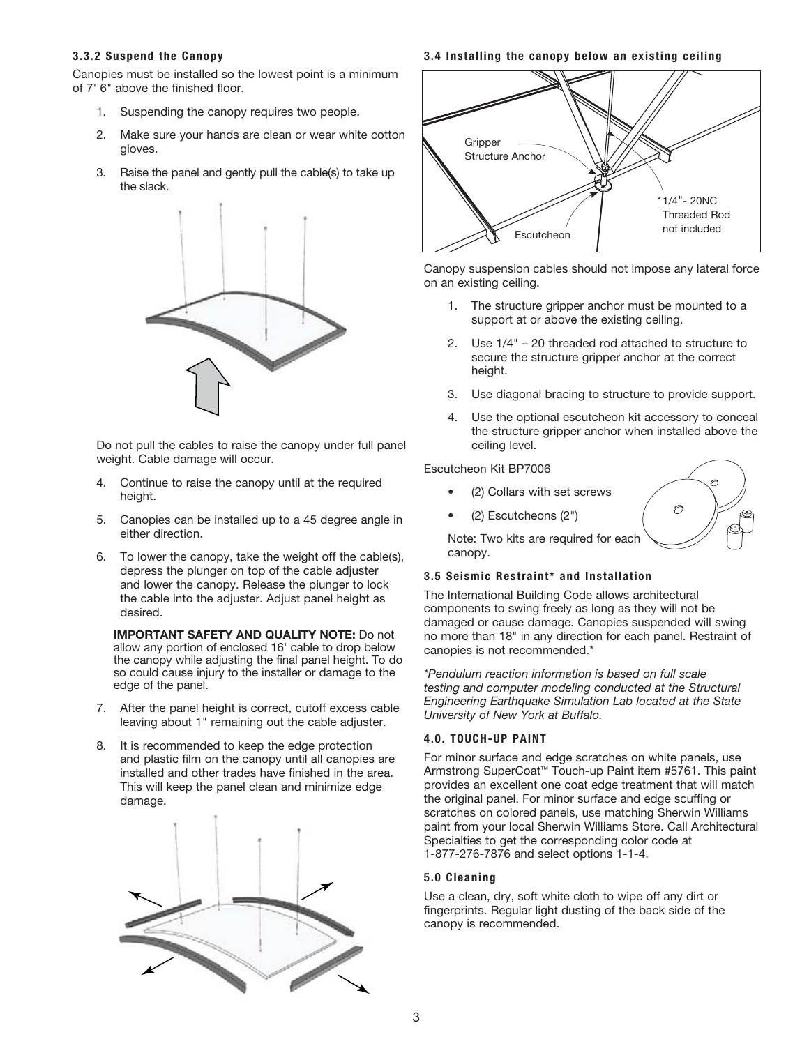### 3.3.2 Suspend the Canopy

Canopies must be installed so the lowest point is a minimum of 7' 6" above the finished floor.

1. Suspending the canopy requires two people.
2. Make sure your hands are clean or wear white cotton gloves.
3. Raise the panel and gently pull the cable(s) to take up the slack.

   Do not pull the cables to raise the canopy under full panel weight. Cable damage will occur.

4. Continue to raise the canopy until at the required height.
5. Canopies can be installed up to a 45 degree angle in either direction.
6. To lower the canopy, take the weight off the cable(s), depress the plunger on top of the cable adjuster and lower the canopy. Release the plunger to lock the cable into the adjuster. Adjust panel height as desired.

   **IMPORTANT SAFETY AND QUALITY NOTE:** Do not allow any portion of enclosed 16' cable to drop below the canopy while adjusting the final panel height. To do so could cause injury to the installer or damage to the edge of the panel.

7. After the panel height is correct, cutoff excess cable leaving about 1" remaining out the cable adjuster.
8. It is recommended to keep the edge protection and plastic film on the canopy until all canopies are installed and other trades have finished in the area. This will keep the panel clean and minimize edge damage.

### 3.4 Installing the canopy below an existing ceiling

Gripper Structure Anchor

Escutcheon

*1/4"- 20NC Threaded Rod not included

Canopy suspension cables should not impose any lateral force on an existing ceiling.

1. The structure gripper anchor must be mounted to a support at or above the existing ceiling.
2. Use 1/4" – 20 threaded rod attached to structure to secure the structure gripper anchor at the correct height.
3. Use diagonal bracing to structure to provide support.
4. Use the optional escutcheon kit accessory to conceal the structure gripper anchor when installed above the ceiling level.

Escutcheon Kit BP7006

- (2) Collars with set screws
- (2) Escutcheons (2")

Note: Two kits are required for each canopy.

### 3.5 Seismic Restraint* and Installation

The International Building Code allows architectural components to swing freely as long as they will not be damaged or cause damage. Canopies suspended will swing no more than 18" in any direction for each panel. Restraint of canopies is not recommended.*

*\*Pendulum reaction information is based on full scale testing and computer modeling conducted at the Structural Engineering Earthquake Simulation Lab located at the State University of New York at Buffalo.*

### 4.0. TOUCH-UP PAINT

For minor surface and edge scratches on white panels, use Armstrong SuperCoat™ Touch-up Paint item #5761. This paint provides an excellent one coat edge treatment that will match the original panel. For minor surface and edge scuffing or scratches on colored panels, use matching Sherwin Williams paint from your local Sherwin Williams Store. Call Architectural Specialties to get the corresponding color code at 1-877-276-7876 and select options 1-1-4.

### 5.0 Cleaning

Use a clean, dry, soft white cloth to wipe off any dirt or fingerprints. Regular light dusting of the back side of the canopy is recommended.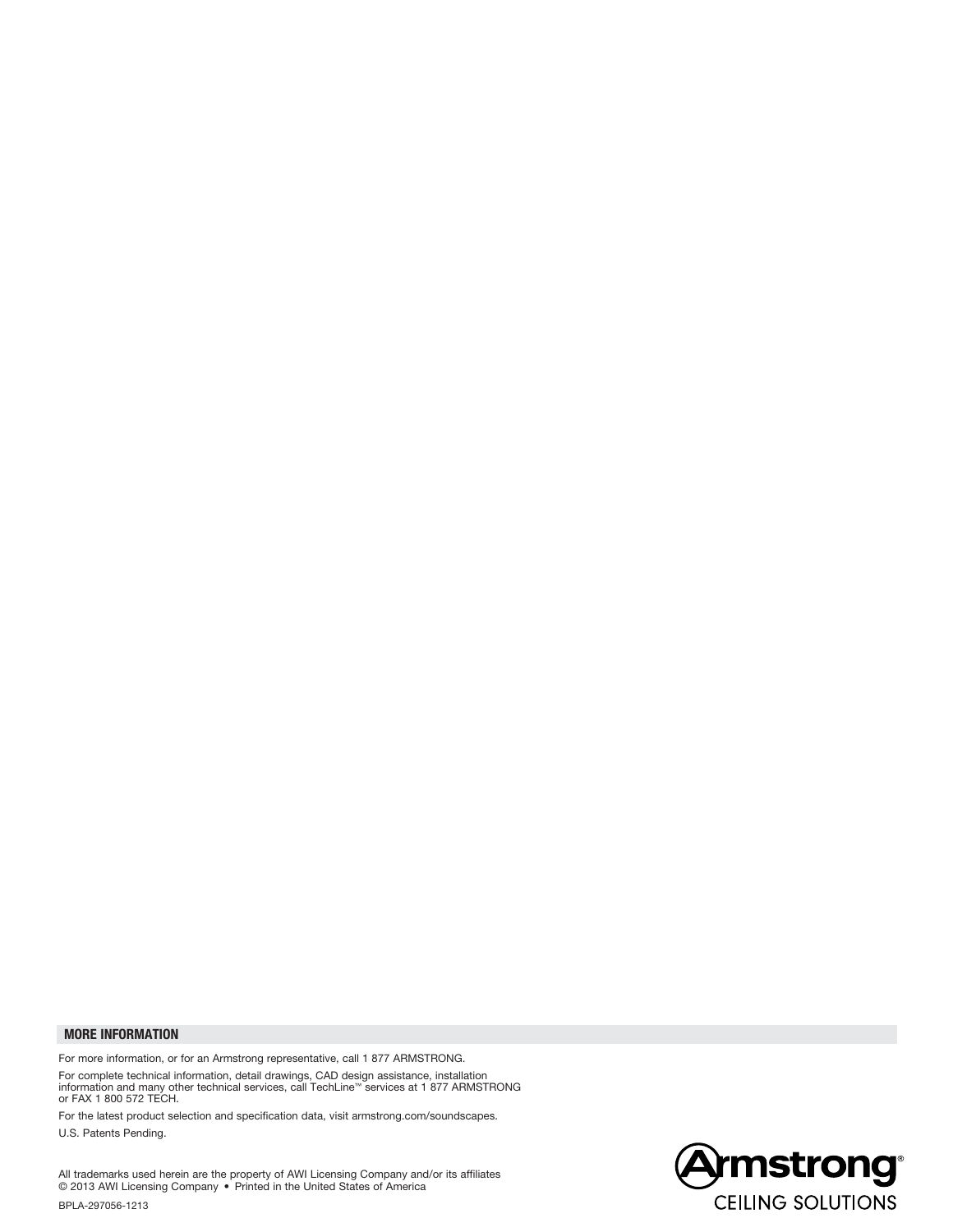## MORE INFORMATION

For more information, or for an Armstrong representative, call 1 877 ARMSTRONG.

For complete technical information, detail drawings, CAD design assistance, installation information and many other technical services, call TechLine™ services at 1 877 ARMSTRONG or FAX 1 800 572 TECH.

For the latest product selection and specification data, visit armstrong.com/soundscapes.

U.S. Patents Pending.

All trademarks used herein are the property of AWI Licensing Company and/or its affiliates
© 2013 AWI Licensing Company • Printed in the United States of America

BPLA-297056-1213

Armstrong®
CEILING SOLUTIONS